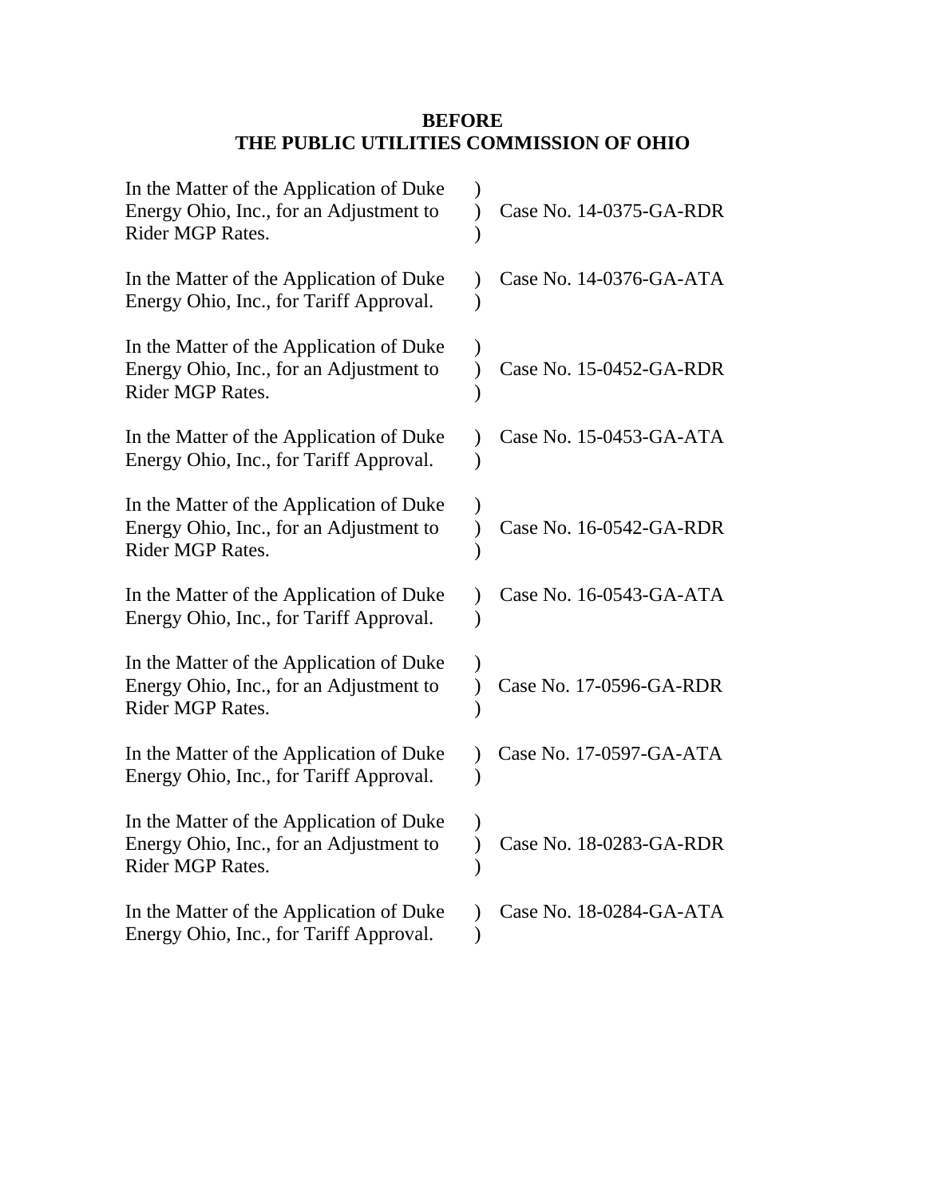**BEFORE**
**THE PUBLIC UTILITIES COMMISSION OF OHIO**

| | | |
|---|---|---|
| In the Matter of the Application of Duke Energy Ohio, Inc., for an Adjustment to Rider MGP Rates. | ) ) ) | Case No. 14-0375-GA-RDR |
| In the Matter of the Application of Duke Energy Ohio, Inc., for Tariff Approval. | ) ) | Case No. 14-0376-GA-ATA |
| In the Matter of the Application of Duke Energy Ohio, Inc., for an Adjustment to Rider MGP Rates. | ) ) ) | Case No. 15-0452-GA-RDR |
| In the Matter of the Application of Duke Energy Ohio, Inc., for Tariff Approval. | ) ) | Case No. 15-0453-GA-ATA |
| In the Matter of the Application of Duke Energy Ohio, Inc., for an Adjustment to Rider MGP Rates. | ) ) ) | Case No. 16-0542-GA-RDR |
| In the Matter of the Application of Duke Energy Ohio, Inc., for Tariff Approval. | ) ) | Case No. 16-0543-GA-ATA |
| In the Matter of the Application of Duke Energy Ohio, Inc., for an Adjustment to Rider MGP Rates. | ) ) ) | Case No. 17-0596-GA-RDR |
| In the Matter of the Application of Duke Energy Ohio, Inc., for Tariff Approval. | ) ) | Case No. 17-0597-GA-ATA |
| In the Matter of the Application of Duke Energy Ohio, Inc., for an Adjustment to Rider MGP Rates. | ) ) ) | Case No. 18-0283-GA-RDR |
| In the Matter of the Application of Duke Energy Ohio, Inc., for Tariff Approval. | ) ) | Case No. 18-0284-GA-ATA |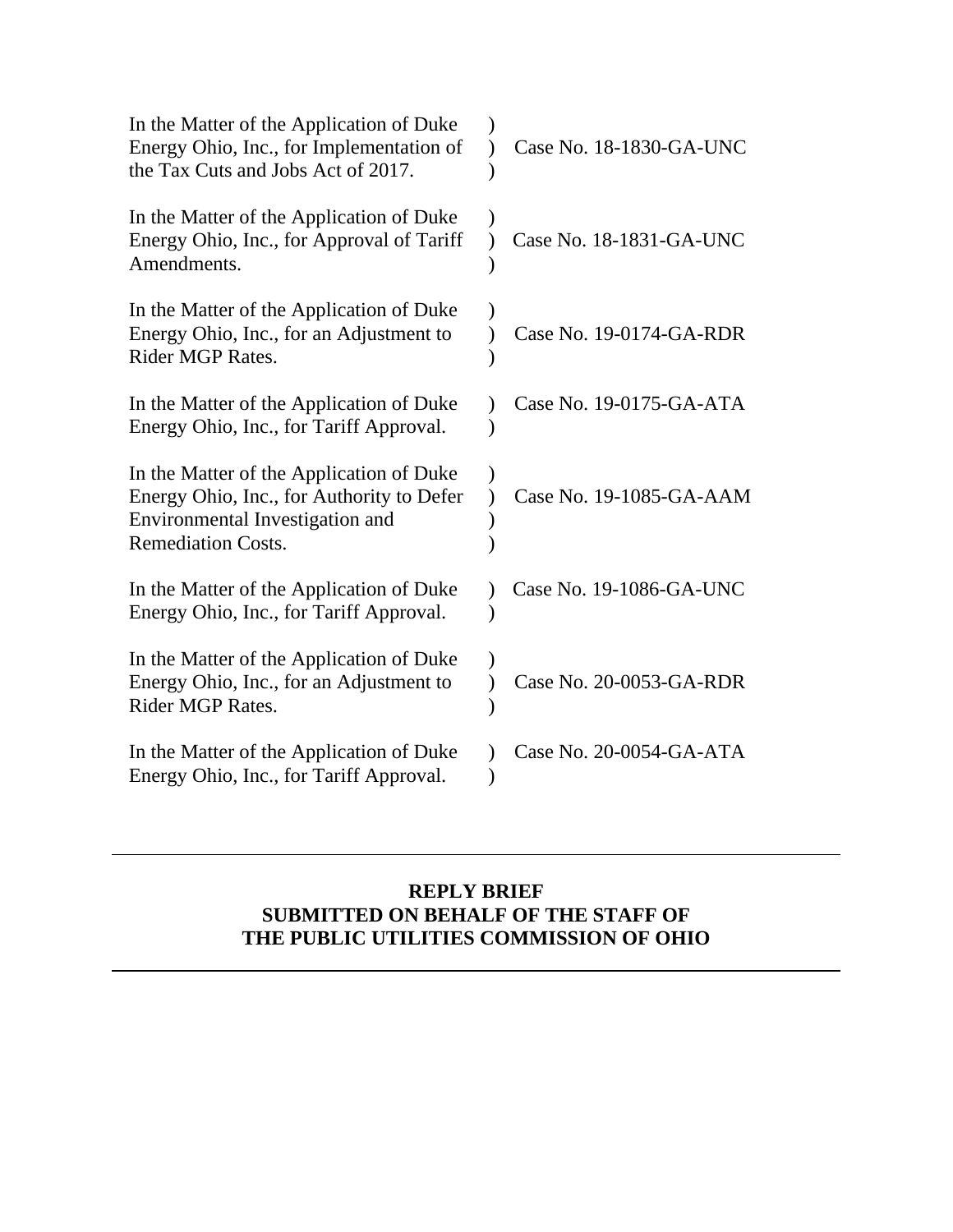| | | |
|---|---|---|
| In the Matter of the Application of Duke Energy Ohio, Inc., for Implementation of the Tax Cuts and Jobs Act of 2017. | ) ) ) | Case No. 18-1830-GA-UNC |
| In the Matter of the Application of Duke Energy Ohio, Inc., for Approval of Tariff Amendments. | ) ) ) | Case No. 18-1831-GA-UNC |
| In the Matter of the Application of Duke Energy Ohio, Inc., for an Adjustment to Rider MGP Rates. | ) ) ) | Case No. 19-0174-GA-RDR |
| In the Matter of the Application of Duke Energy Ohio, Inc., for Tariff Approval. | ) ) | Case No. 19-0175-GA-ATA |
| In the Matter of the Application of Duke Energy Ohio, Inc., for Authority to Defer Environmental Investigation and Remediation Costs. | ) ) ) ) | Case No. 19-1085-GA-AAM |
| In the Matter of the Application of Duke Energy Ohio, Inc., for Tariff Approval. | ) ) | Case No. 19-1086-GA-UNC |
| In the Matter of the Application of Duke Energy Ohio, Inc., for an Adjustment to Rider MGP Rates. | ) ) ) | Case No. 20-0053-GA-RDR |
| In the Matter of the Application of Duke Energy Ohio, Inc., for Tariff Approval. | ) ) | Case No. 20-0054-GA-ATA |

---

**REPLY BRIEF**
**SUBMITTED ON BEHALF OF THE STAFF OF**
**THE PUBLIC UTILITIES COMMISSION OF OHIO**

---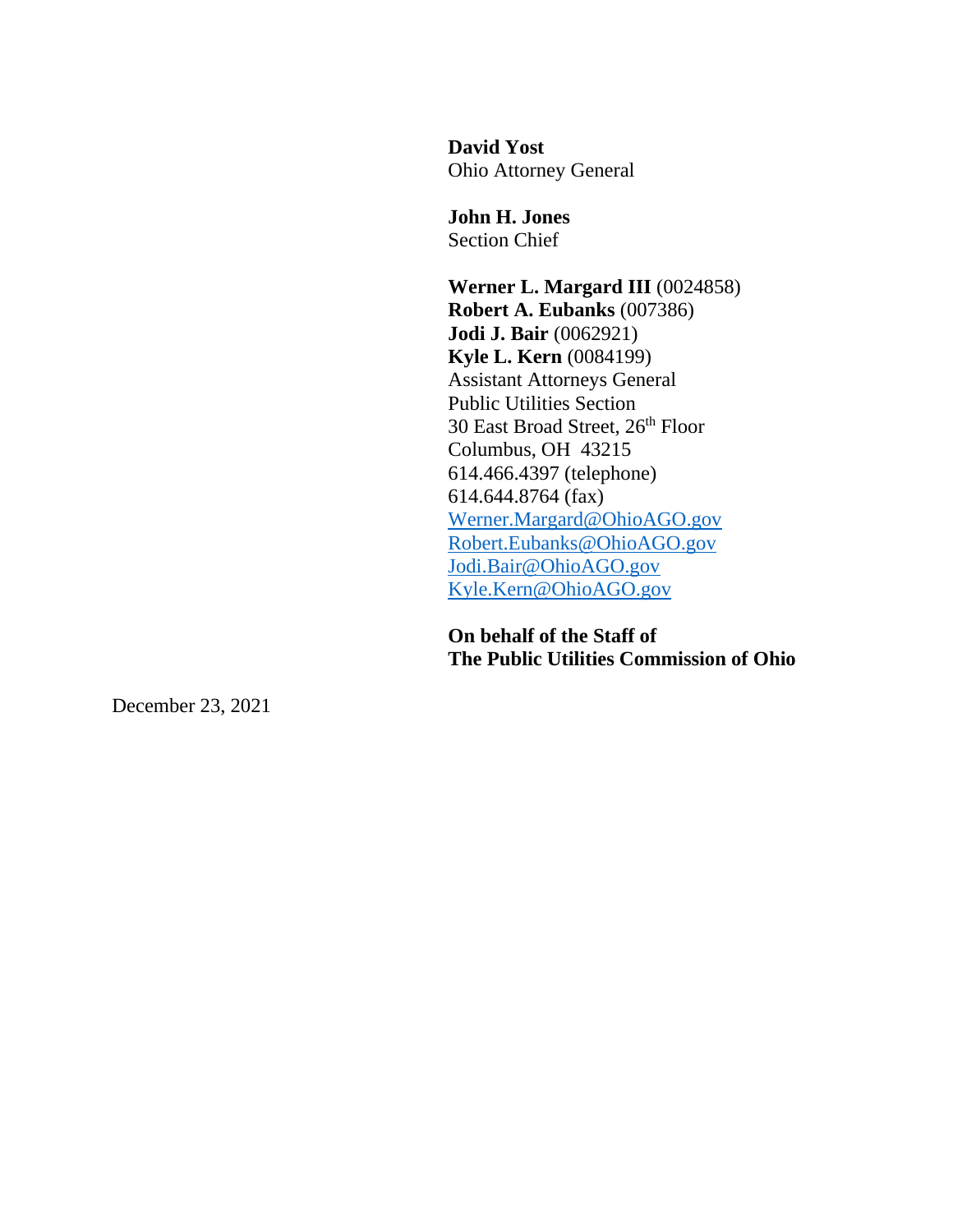**David Yost**
Ohio Attorney General

**John H. Jones**
Section Chief

**Werner L. Margard III** (0024858)
**Robert A. Eubanks** (007386)
**Jodi J. Bair** (0062921)
**Kyle L. Kern** (0084199)
Assistant Attorneys General
Public Utilities Section
30 East Broad Street, 26th Floor
Columbus, OH 43215
614.466.4397 (telephone)
614.644.8764 (fax)
Werner.Margard@OhioAGO.gov
Robert.Eubanks@OhioAGO.gov
Jodi.Bair@OhioAGO.gov
Kyle.Kern@OhioAGO.gov

**On behalf of the Staff of**
**The Public Utilities Commission of Ohio**

December 23, 2021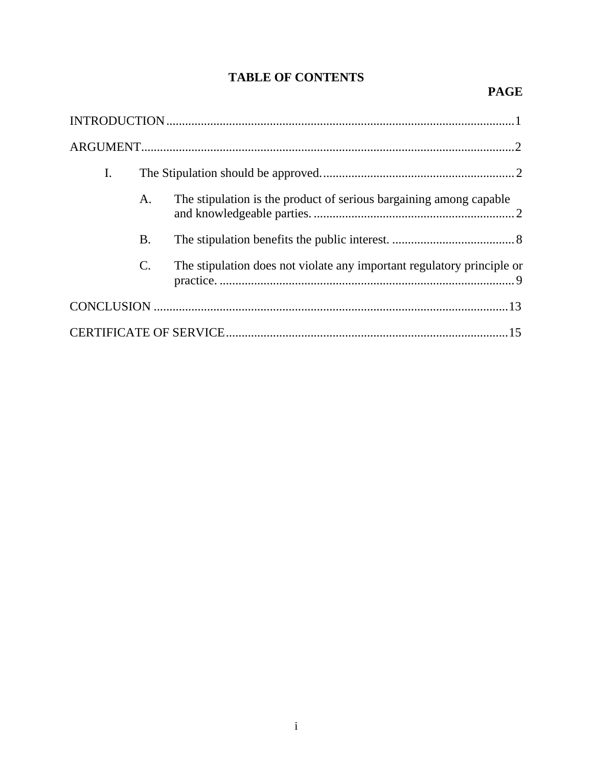# TABLE OF CONTENTS

| | PAGE |
|---|---|
| INTRODUCTION | 1 |
| ARGUMENT | 2 |
| I. The Stipulation should be approved. | 2 |
| A. The stipulation is the product of serious bargaining among capable and knowledgeable parties. | 2 |
| B. The stipulation benefits the public interest. | 8 |
| C. The stipulation does not violate any important regulatory principle or practice. | 9 |
| CONCLUSION | 13 |
| CERTIFICATE OF SERVICE | 15 |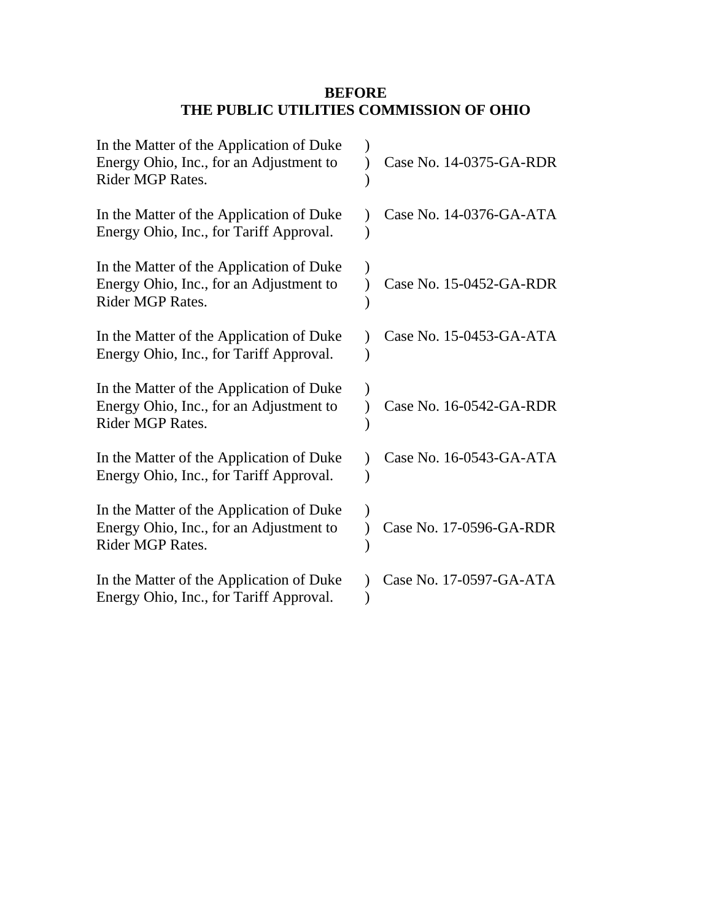**BEFORE**
**THE PUBLIC UTILITIES COMMISSION OF OHIO**

| | | |
|---|---|---|
| In the Matter of the Application of Duke Energy Ohio, Inc., for an Adjustment to Rider MGP Rates. | ) ) ) | Case No. 14-0375-GA-RDR |
| In the Matter of the Application of Duke Energy Ohio, Inc., for Tariff Approval. | ) ) | Case No. 14-0376-GA-ATA |
| In the Matter of the Application of Duke Energy Ohio, Inc., for an Adjustment to Rider MGP Rates. | ) ) ) | Case No. 15-0452-GA-RDR |
| In the Matter of the Application of Duke Energy Ohio, Inc., for Tariff Approval. | ) ) | Case No. 15-0453-GA-ATA |
| In the Matter of the Application of Duke Energy Ohio, Inc., for an Adjustment to Rider MGP Rates. | ) ) ) | Case No. 16-0542-GA-RDR |
| In the Matter of the Application of Duke Energy Ohio, Inc., for Tariff Approval. | ) ) | Case No. 16-0543-GA-ATA |
| In the Matter of the Application of Duke Energy Ohio, Inc., for an Adjustment to Rider MGP Rates. | ) ) ) | Case No. 17-0596-GA-RDR |
| In the Matter of the Application of Duke Energy Ohio, Inc., for Tariff Approval. | ) ) | Case No. 17-0597-GA-ATA |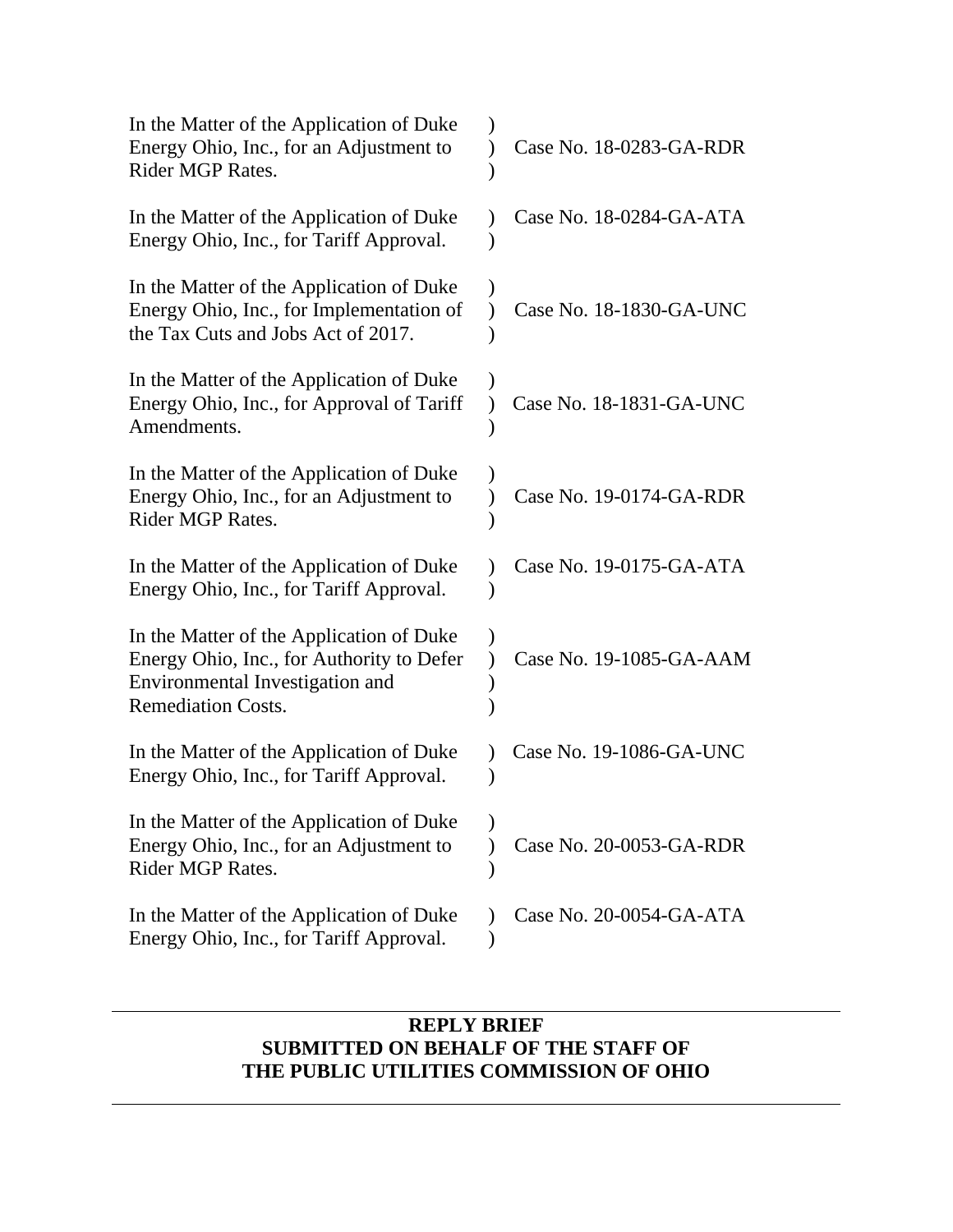| | | |
|---|---|---|
| In the Matter of the Application of Duke Energy Ohio, Inc., for an Adjustment to Rider MGP Rates. | ) | Case No. 18-0283-GA-RDR |
| In the Matter of the Application of Duke Energy Ohio, Inc., for Tariff Approval. | ) | Case No. 18-0284-GA-ATA |
| In the Matter of the Application of Duke Energy Ohio, Inc., for Implementation of the Tax Cuts and Jobs Act of 2017. | ) | Case No. 18-1830-GA-UNC |
| In the Matter of the Application of Duke Energy Ohio, Inc., for Approval of Tariff Amendments. | ) | Case No. 18-1831-GA-UNC |
| In the Matter of the Application of Duke Energy Ohio, Inc., for an Adjustment to Rider MGP Rates. | ) | Case No. 19-0174-GA-RDR |
| In the Matter of the Application of Duke Energy Ohio, Inc., for Tariff Approval. | ) | Case No. 19-0175-GA-ATA |
| In the Matter of the Application of Duke Energy Ohio, Inc., for Authority to Defer Environmental Investigation and Remediation Costs. | ) | Case No. 19-1085-GA-AAM |
| In the Matter of the Application of Duke Energy Ohio, Inc., for Tariff Approval. | ) | Case No. 19-1086-GA-UNC |
| In the Matter of the Application of Duke Energy Ohio, Inc., for an Adjustment to Rider MGP Rates. | ) | Case No. 20-0053-GA-RDR |
| In the Matter of the Application of Duke Energy Ohio, Inc., for Tariff Approval. | ) | Case No. 20-0054-GA-ATA |

---

**REPLY BRIEF**
**SUBMITTED ON BEHALF OF THE STAFF OF**
**THE PUBLIC UTILITIES COMMISSION OF OHIO**

---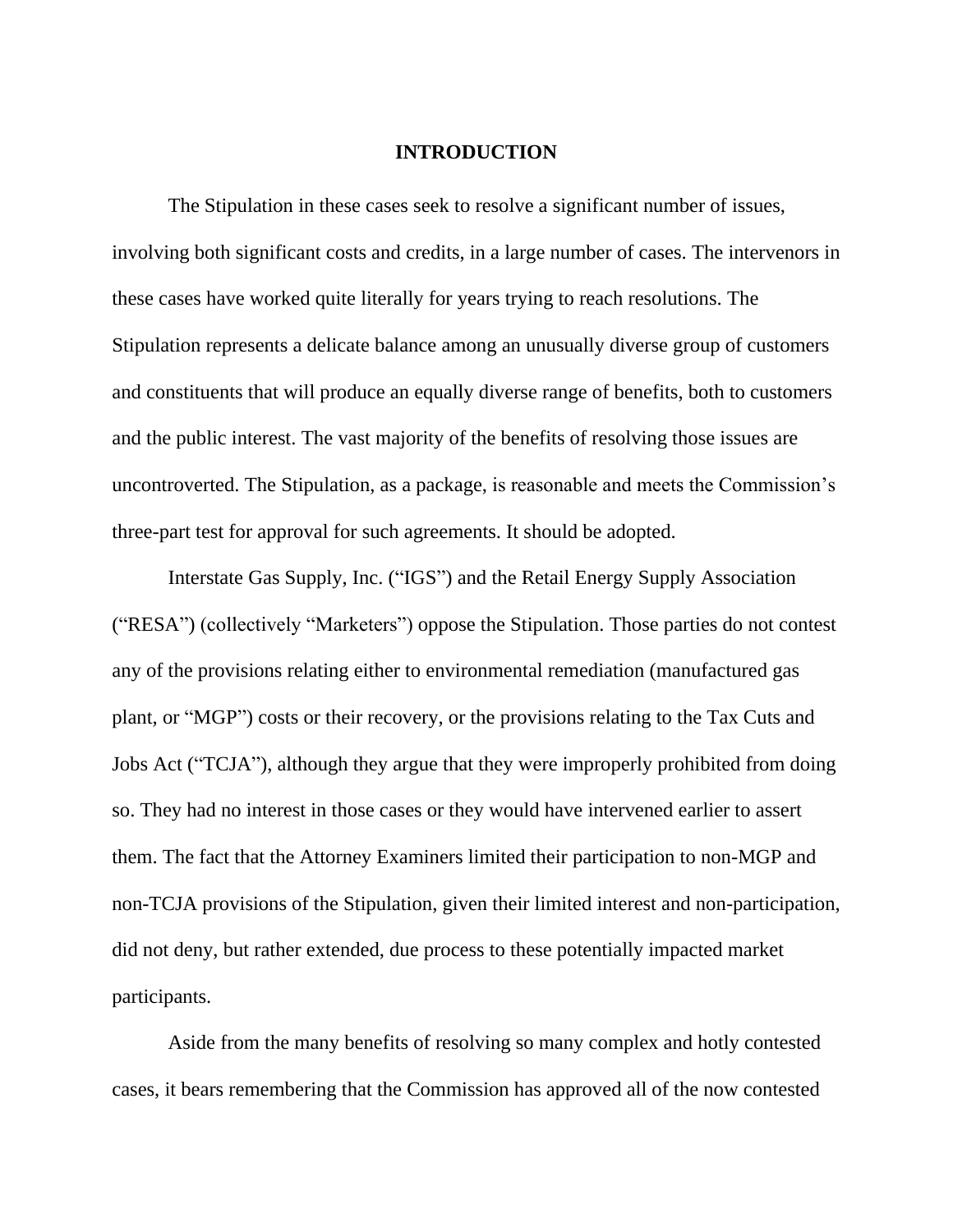# INTRODUCTION

The Stipulation in these cases seek to resolve a significant number of issues, involving both significant costs and credits, in a large number of cases. The intervenors in these cases have worked quite literally for years trying to reach resolutions. The Stipulation represents a delicate balance among an unusually diverse group of customers and constituents that will produce an equally diverse range of benefits, both to customers and the public interest. The vast majority of the benefits of resolving those issues are uncontroverted. The Stipulation, as a package, is reasonable and meets the Commission's three-part test for approval for such agreements. It should be adopted.

Interstate Gas Supply, Inc. ("IGS") and the Retail Energy Supply Association ("RESA") (collectively "Marketers") oppose the Stipulation. Those parties do not contest any of the provisions relating either to environmental remediation (manufactured gas plant, or "MGP") costs or their recovery, or the provisions relating to the Tax Cuts and Jobs Act ("TCJA"), although they argue that they were improperly prohibited from doing so. They had no interest in those cases or they would have intervened earlier to assert them. The fact that the Attorney Examiners limited their participation to non-MGP and non-TCJA provisions of the Stipulation, given their limited interest and non-participation, did not deny, but rather extended, due process to these potentially impacted market participants.

Aside from the many benefits of resolving so many complex and hotly contested cases, it bears remembering that the Commission has approved all of the now contested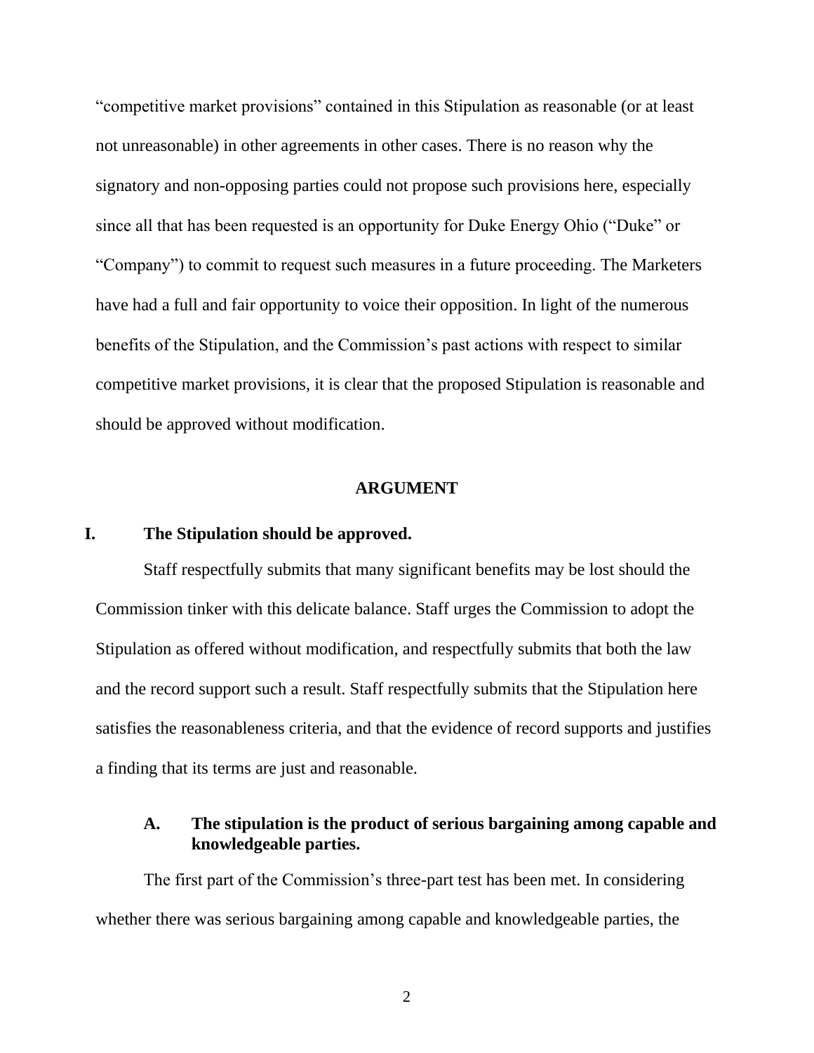"competitive market provisions" contained in this Stipulation as reasonable (or at least not unreasonable) in other agreements in other cases. There is no reason why the signatory and non-opposing parties could not propose such provisions here, especially since all that has been requested is an opportunity for Duke Energy Ohio ("Duke" or "Company") to commit to request such measures in a future proceeding. The Marketers have had a full and fair opportunity to voice their opposition. In light of the numerous benefits of the Stipulation, and the Commission's past actions with respect to similar competitive market provisions, it is clear that the proposed Stipulation is reasonable and should be approved without modification.

## ARGUMENT

### I. The Stipulation should be approved.

Staff respectfully submits that many significant benefits may be lost should the Commission tinker with this delicate balance. Staff urges the Commission to adopt the Stipulation as offered without modification, and respectfully submits that both the law and the record support such a result. Staff respectfully submits that the Stipulation here satisfies the reasonableness criteria, and that the evidence of record supports and justifies a finding that its terms are just and reasonable.

#### A. The stipulation is the product of serious bargaining among capable and knowledgeable parties.

The first part of the Commission's three-part test has been met. In considering whether there was serious bargaining among capable and knowledgeable parties, the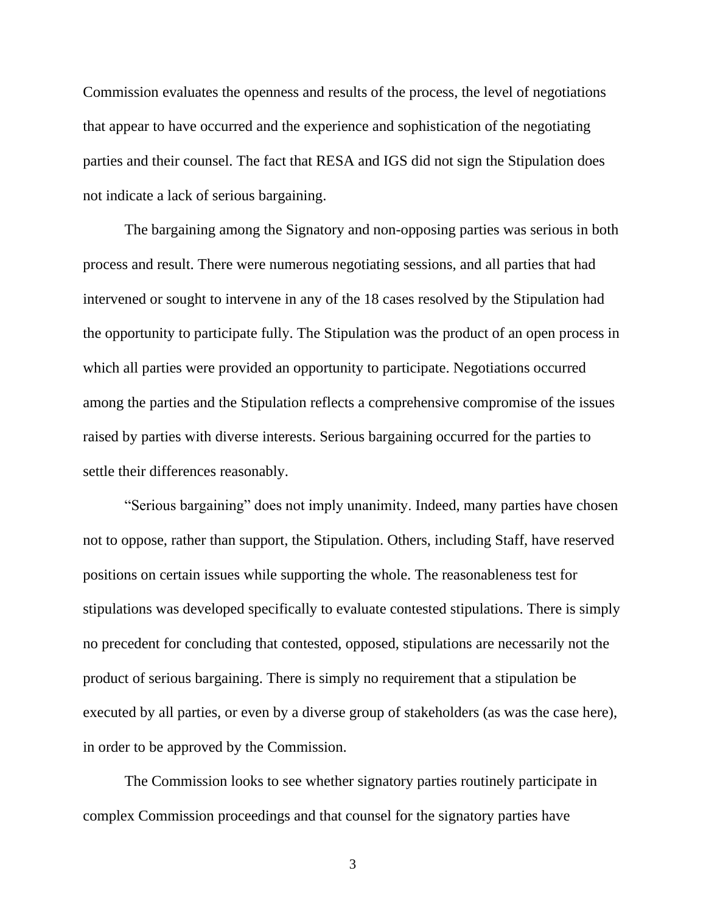Commission evaluates the openness and results of the process, the level of negotiations that appear to have occurred and the experience and sophistication of the negotiating parties and their counsel. The fact that RESA and IGS did not sign the Stipulation does not indicate a lack of serious bargaining.

The bargaining among the Signatory and non-opposing parties was serious in both process and result. There were numerous negotiating sessions, and all parties that had intervened or sought to intervene in any of the 18 cases resolved by the Stipulation had the opportunity to participate fully. The Stipulation was the product of an open process in which all parties were provided an opportunity to participate. Negotiations occurred among the parties and the Stipulation reflects a comprehensive compromise of the issues raised by parties with diverse interests. Serious bargaining occurred for the parties to settle their differences reasonably.

"Serious bargaining" does not imply unanimity. Indeed, many parties have chosen not to oppose, rather than support, the Stipulation. Others, including Staff, have reserved positions on certain issues while supporting the whole. The reasonableness test for stipulations was developed specifically to evaluate contested stipulations. There is simply no precedent for concluding that contested, opposed, stipulations are necessarily not the product of serious bargaining. There is simply no requirement that a stipulation be executed by all parties, or even by a diverse group of stakeholders (as was the case here), in order to be approved by the Commission.

The Commission looks to see whether signatory parties routinely participate in complex Commission proceedings and that counsel for the signatory parties have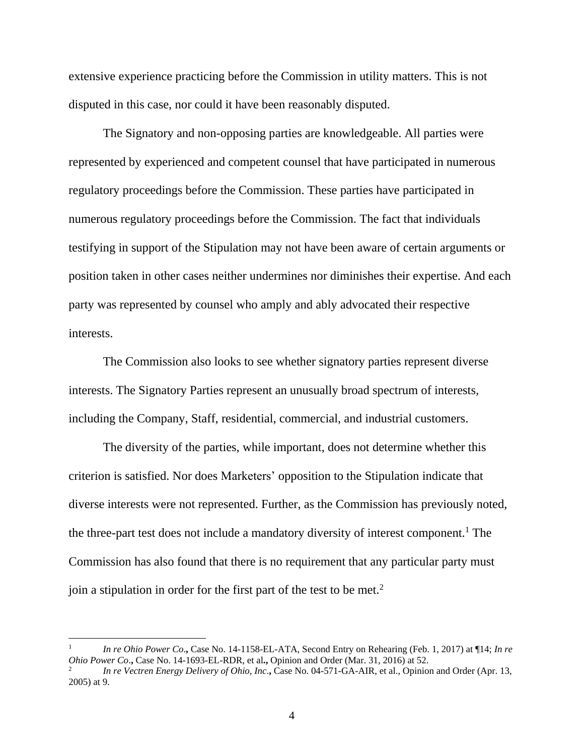extensive experience practicing before the Commission in utility matters. This is not disputed in this case, nor could it have been reasonably disputed.

The Signatory and non-opposing parties are knowledgeable. All parties were represented by experienced and competent counsel that have participated in numerous regulatory proceedings before the Commission. These parties have participated in numerous regulatory proceedings before the Commission. The fact that individuals testifying in support of the Stipulation may not have been aware of certain arguments or position taken in other cases neither undermines nor diminishes their expertise. And each party was represented by counsel who amply and ably advocated their respective interests.

The Commission also looks to see whether signatory parties represent diverse interests. The Signatory Parties represent an unusually broad spectrum of interests, including the Company, Staff, residential, commercial, and industrial customers.

The diversity of the parties, while important, does not determine whether this criterion is satisfied. Nor does Marketers' opposition to the Stipulation indicate that diverse interests were not represented. Further, as the Commission has previously noted, the three-part test does not include a mandatory diversity of interest component.[1] The Commission has also found that there is no requirement that any particular party must join a stipulation in order for the first part of the test to be met.[2]

---

[1] *In re Ohio Power Co*., Case No. 14-1158-EL-ATA, Second Entry on Rehearing (Feb. 1, 2017) at ¶14; *In re Ohio Power Co*., Case No. 14-1693-EL-RDR, et al., Opinion and Order (Mar. 31, 2016) at 52.

[2] *In re Vectren Energy Delivery of Ohio, Inc*., Case No. 04-571-GA-AIR, et al., Opinion and Order (Apr. 13, 2005) at 9.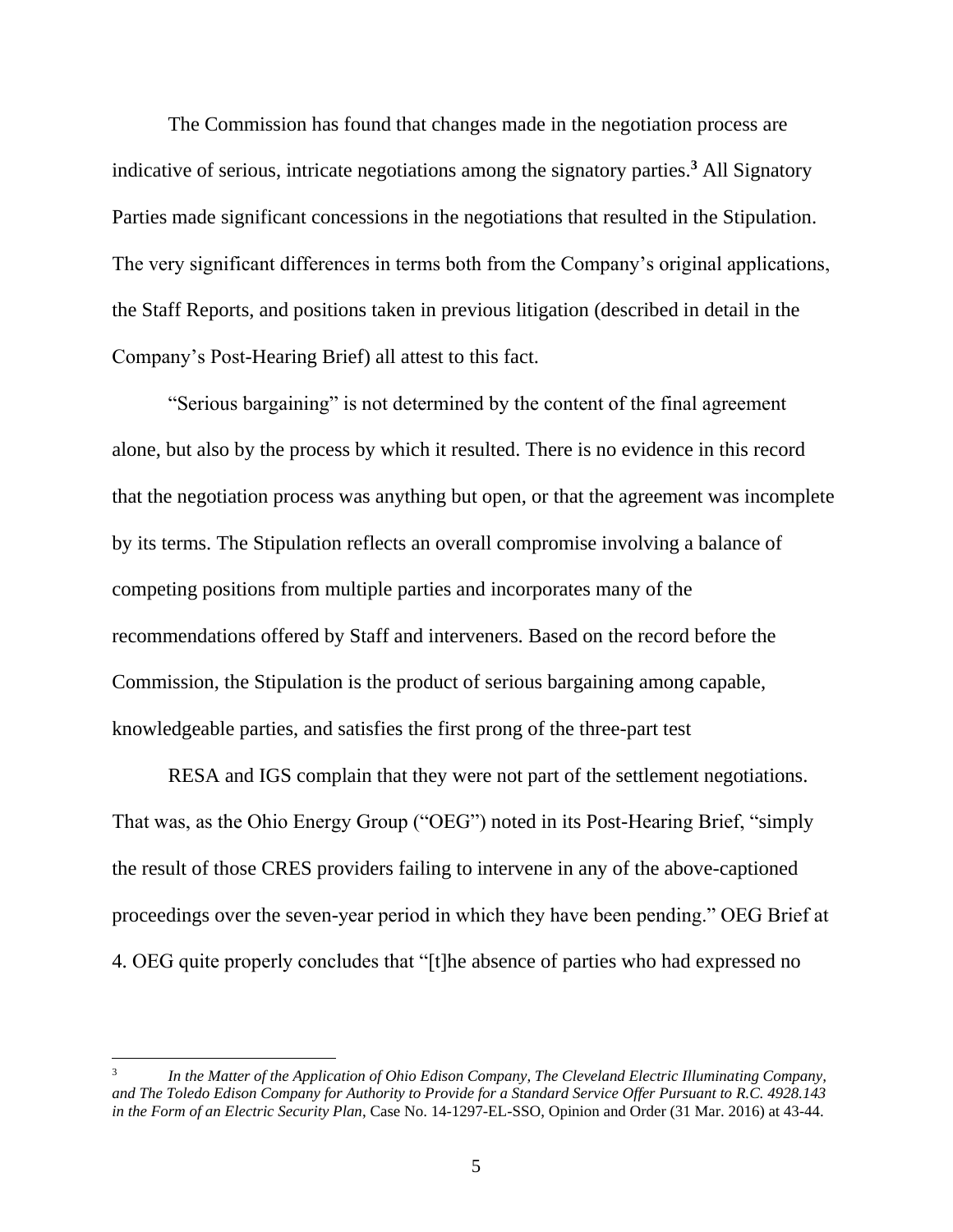The Commission has found that changes made in the negotiation process are indicative of serious, intricate negotiations among the signatory parties.[3] All Signatory Parties made significant concessions in the negotiations that resulted in the Stipulation. The very significant differences in terms both from the Company's original applications, the Staff Reports, and positions taken in previous litigation (described in detail in the Company's Post-Hearing Brief) all attest to this fact.

"Serious bargaining" is not determined by the content of the final agreement alone, but also by the process by which it resulted. There is no evidence in this record that the negotiation process was anything but open, or that the agreement was incomplete by its terms. The Stipulation reflects an overall compromise involving a balance of competing positions from multiple parties and incorporates many of the recommendations offered by Staff and interveners. Based on the record before the Commission, the Stipulation is the product of serious bargaining among capable, knowledgeable parties, and satisfies the first prong of the three-part test

RESA and IGS complain that they were not part of the settlement negotiations. That was, as the Ohio Energy Group ("OEG") noted in its Post-Hearing Brief, "simply the result of those CRES providers failing to intervene in any of the above-captioned proceedings over the seven-year period in which they have been pending." OEG Brief at 4. OEG quite properly concludes that "[t]he absence of parties who had expressed no

---

[3] *In the Matter of the Application of Ohio Edison Company, The Cleveland Electric Illuminating Company, and The Toledo Edison Company for Authority to Provide for a Standard Service Offer Pursuant to R.C. 4928.143 in the Form of an Electric Security Plan*, Case No. 14-1297-EL-SSO, Opinion and Order (31 Mar. 2016) at 43-44.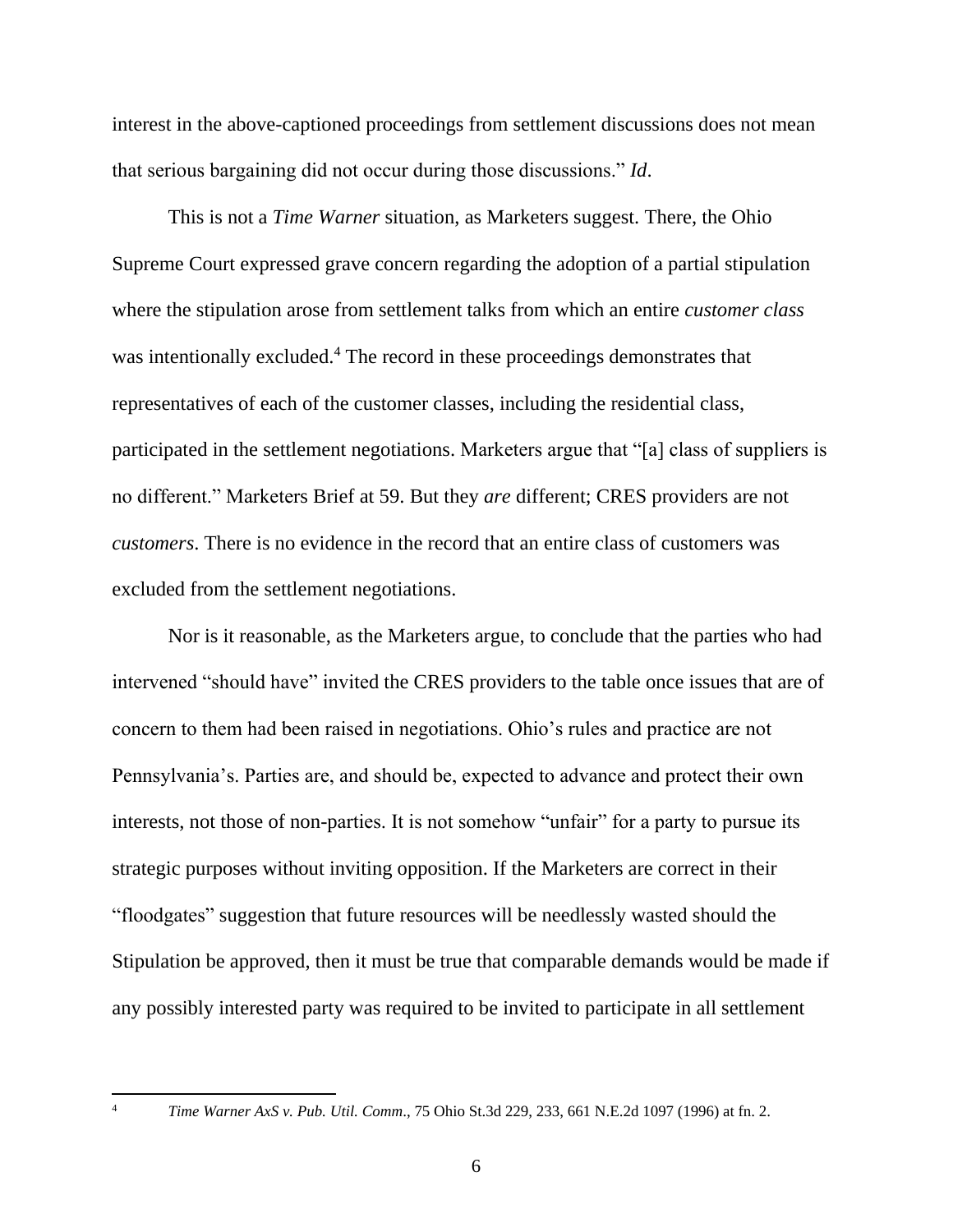interest in the above-captioned proceedings from settlement discussions does not mean that serious bargaining did not occur during those discussions." *Id*.

This is not a *Time Warner* situation, as Marketers suggest. There, the Ohio Supreme Court expressed grave concern regarding the adoption of a partial stipulation where the stipulation arose from settlement talks from which an entire *customer class* was intentionally excluded.[4] The record in these proceedings demonstrates that representatives of each of the customer classes, including the residential class, participated in the settlement negotiations. Marketers argue that "[a] class of suppliers is no different." Marketers Brief at 59. But they *are* different; CRES providers are not *customers*. There is no evidence in the record that an entire class of customers was excluded from the settlement negotiations.

Nor is it reasonable, as the Marketers argue, to conclude that the parties who had intervened "should have" invited the CRES providers to the table once issues that are of concern to them had been raised in negotiations. Ohio's rules and practice are not Pennsylvania's. Parties are, and should be, expected to advance and protect their own interests, not those of non-parties. It is not somehow "unfair" for a party to pursue its strategic purposes without inviting opposition. If the Marketers are correct in their "floodgates" suggestion that future resources will be needlessly wasted should the Stipulation be approved, then it must be true that comparable demands would be made if any possibly interested party was required to be invited to participate in all settlement

[4] *Time Warner AxS v. Pub. Util. Comm*., 75 Ohio St.3d 229, 233, 661 N.E.2d 1097 (1996) at fn. 2.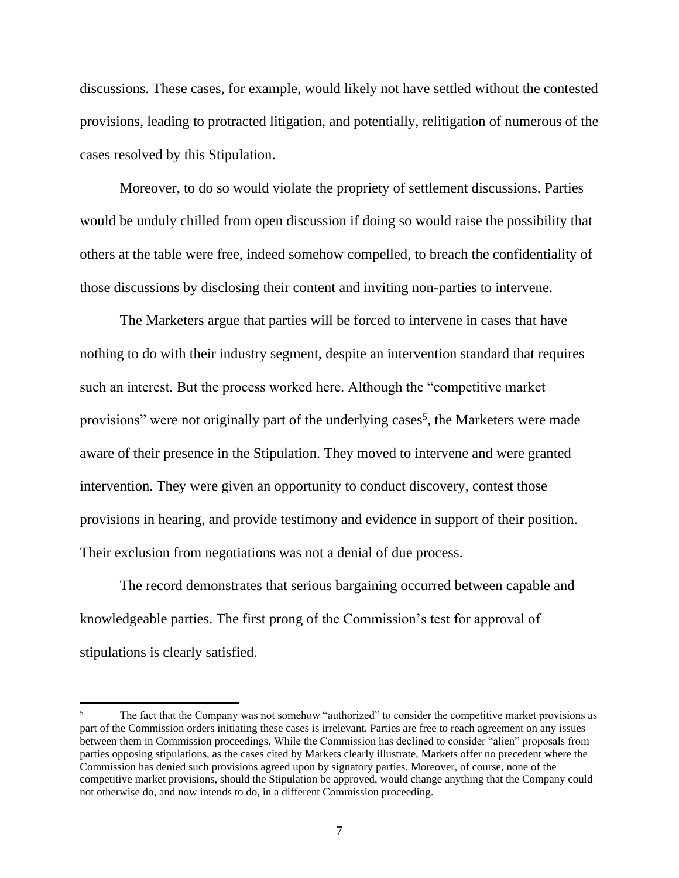discussions. These cases, for example, would likely not have settled without the contested provisions, leading to protracted litigation, and potentially, relitigation of numerous of the cases resolved by this Stipulation.

Moreover, to do so would violate the propriety of settlement discussions. Parties would be unduly chilled from open discussion if doing so would raise the possibility that others at the table were free, indeed somehow compelled, to breach the confidentiality of those discussions by disclosing their content and inviting non-parties to intervene.

The Marketers argue that parties will be forced to intervene in cases that have nothing to do with their industry segment, despite an intervention standard that requires such an interest. But the process worked here. Although the "competitive market provisions" were not originally part of the underlying cases[5], the Marketers were made aware of their presence in the Stipulation. They moved to intervene and were granted intervention. They were given an opportunity to conduct discovery, contest those provisions in hearing, and provide testimony and evidence in support of their position. Their exclusion from negotiations was not a denial of due process.

The record demonstrates that serious bargaining occurred between capable and knowledgeable parties. The first prong of the Commission's test for approval of stipulations is clearly satisfied.

---

[5] The fact that the Company was not somehow "authorized" to consider the competitive market provisions as part of the Commission orders initiating these cases is irrelevant. Parties are free to reach agreement on any issues between them in Commission proceedings. While the Commission has declined to consider "alien" proposals from parties opposing stipulations, as the cases cited by Markets clearly illustrate, Markets offer no precedent where the Commission has denied such provisions agreed upon by signatory parties. Moreover, of course, none of the competitive market provisions, should the Stipulation be approved, would change anything that the Company could not otherwise do, and now intends to do, in a different Commission proceeding.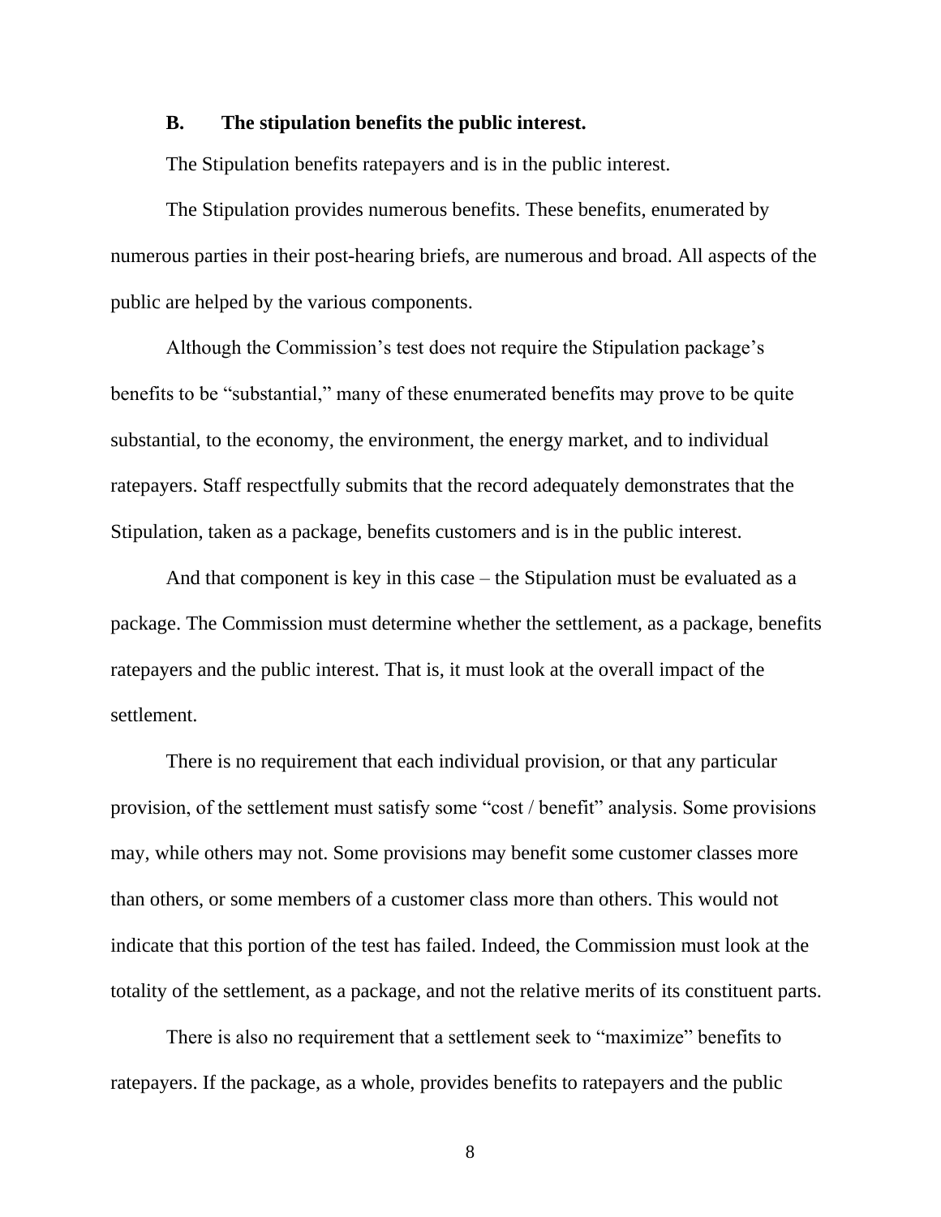### B. The stipulation benefits the public interest.

The Stipulation benefits ratepayers and is in the public interest.

The Stipulation provides numerous benefits. These benefits, enumerated by numerous parties in their post-hearing briefs, are numerous and broad. All aspects of the public are helped by the various components.

Although the Commission's test does not require the Stipulation package's benefits to be "substantial," many of these enumerated benefits may prove to be quite substantial, to the economy, the environment, the energy market, and to individual ratepayers. Staff respectfully submits that the record adequately demonstrates that the Stipulation, taken as a package, benefits customers and is in the public interest.

And that component is key in this case – the Stipulation must be evaluated as a package. The Commission must determine whether the settlement, as a package, benefits ratepayers and the public interest. That is, it must look at the overall impact of the settlement.

There is no requirement that each individual provision, or that any particular provision, of the settlement must satisfy some "cost / benefit" analysis. Some provisions may, while others may not. Some provisions may benefit some customer classes more than others, or some members of a customer class more than others. This would not indicate that this portion of the test has failed. Indeed, the Commission must look at the totality of the settlement, as a package, and not the relative merits of its constituent parts.

There is also no requirement that a settlement seek to "maximize" benefits to ratepayers. If the package, as a whole, provides benefits to ratepayers and the public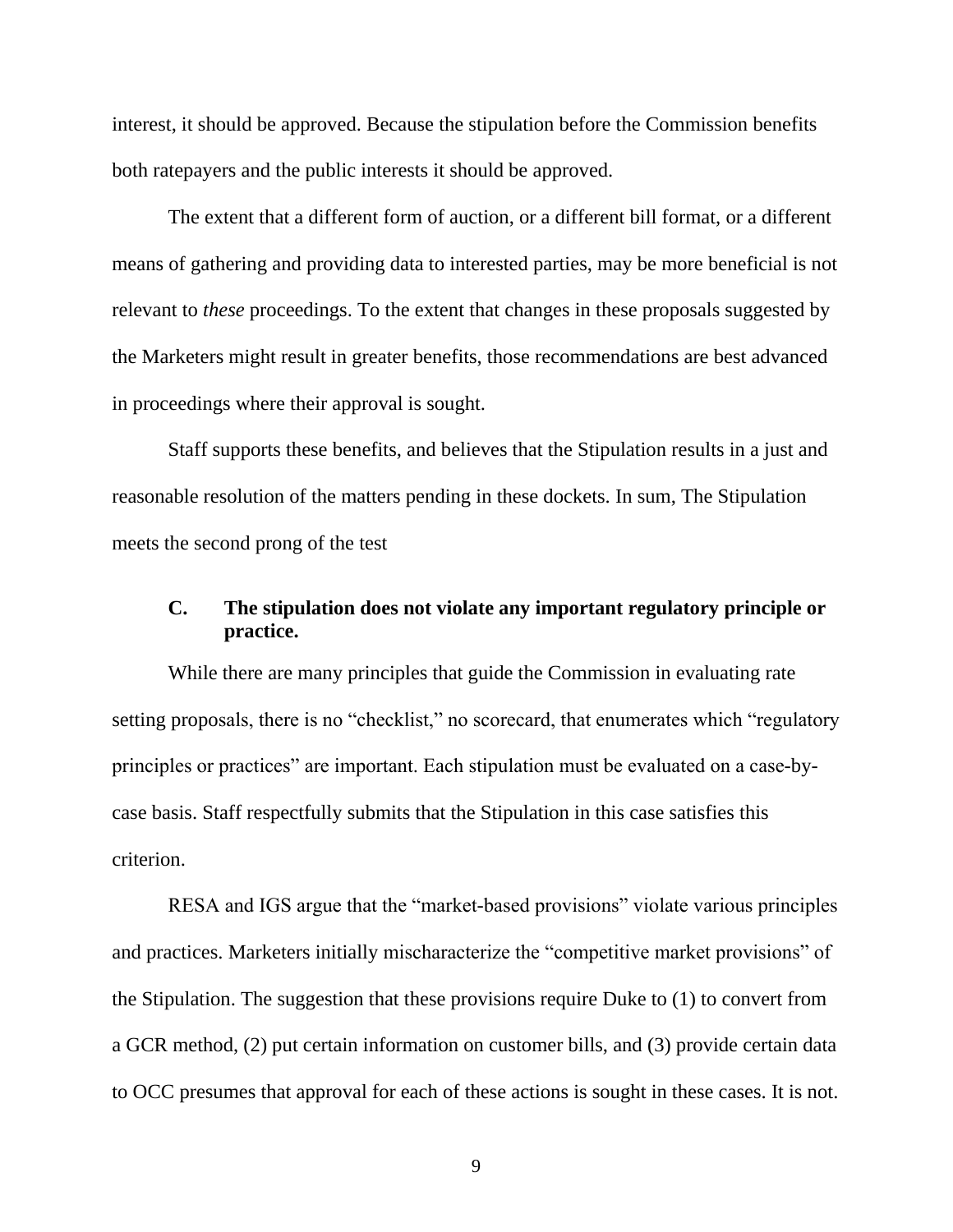interest, it should be approved. Because the stipulation before the Commission benefits both ratepayers and the public interests it should be approved.

The extent that a different form of auction, or a different bill format, or a different means of gathering and providing data to interested parties, may be more beneficial is not relevant to *these* proceedings. To the extent that changes in these proposals suggested by the Marketers might result in greater benefits, those recommendations are best advanced in proceedings where their approval is sought.

Staff supports these benefits, and believes that the Stipulation results in a just and reasonable resolution of the matters pending in these dockets. In sum, The Stipulation meets the second prong of the test

### C. The stipulation does not violate any important regulatory principle or practice.

While there are many principles that guide the Commission in evaluating rate setting proposals, there is no "checklist," no scorecard, that enumerates which "regulatory principles or practices" are important. Each stipulation must be evaluated on a case-by-case basis. Staff respectfully submits that the Stipulation in this case satisfies this criterion.

RESA and IGS argue that the "market-based provisions" violate various principles and practices. Marketers initially mischaracterize the "competitive market provisions" of the Stipulation. The suggestion that these provisions require Duke to (1) to convert from a GCR method, (2) put certain information on customer bills, and (3) provide certain data to OCC presumes that approval for each of these actions is sought in these cases. It is not.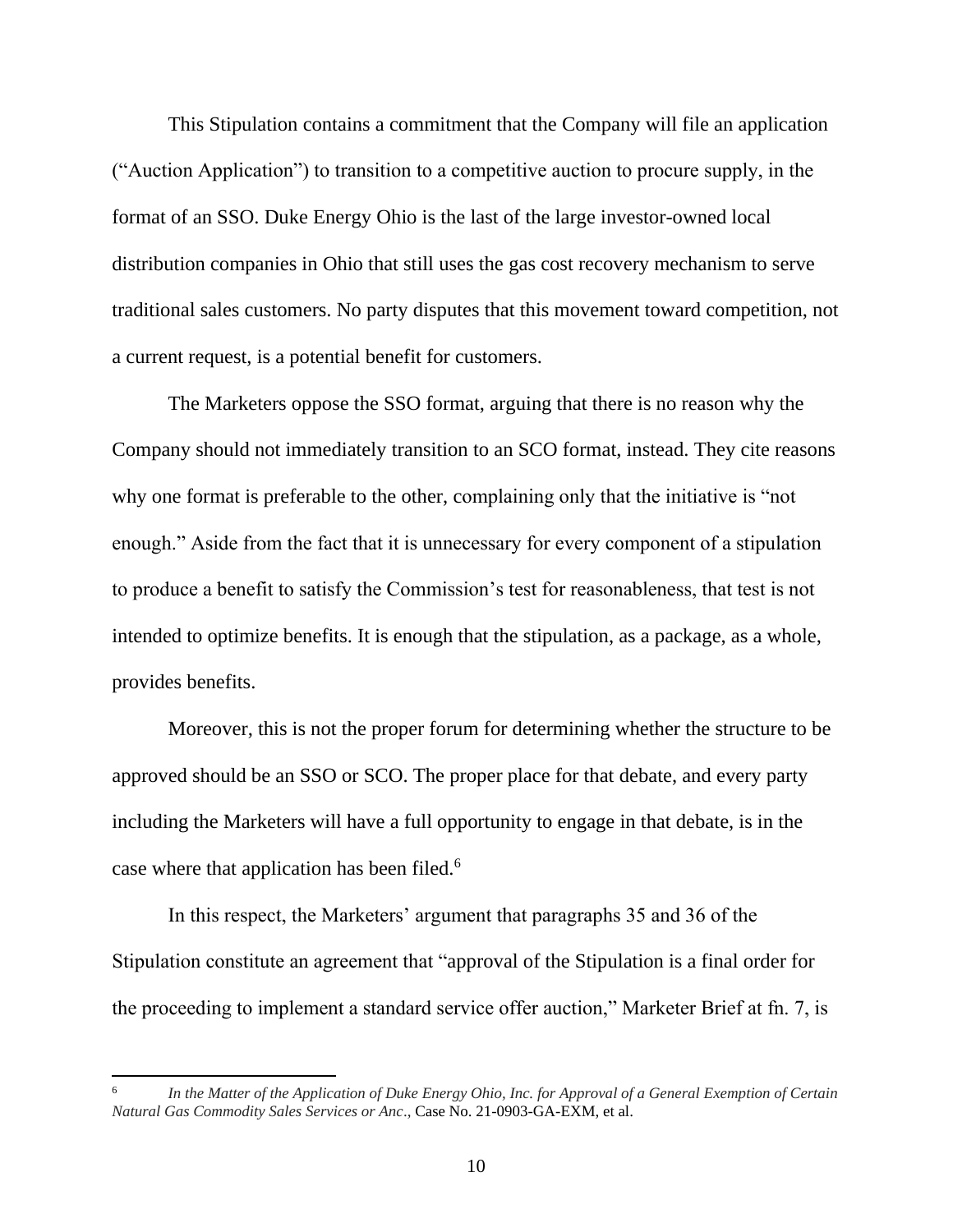This Stipulation contains a commitment that the Company will file an application ("Auction Application") to transition to a competitive auction to procure supply, in the format of an SSO. Duke Energy Ohio is the last of the large investor-owned local distribution companies in Ohio that still uses the gas cost recovery mechanism to serve traditional sales customers. No party disputes that this movement toward competition, not a current request, is a potential benefit for customers.

The Marketers oppose the SSO format, arguing that there is no reason why the Company should not immediately transition to an SCO format, instead. They cite reasons why one format is preferable to the other, complaining only that the initiative is "not enough." Aside from the fact that it is unnecessary for every component of a stipulation to produce a benefit to satisfy the Commission's test for reasonableness, that test is not intended to optimize benefits. It is enough that the stipulation, as a package, as a whole, provides benefits.

Moreover, this is not the proper forum for determining whether the structure to be approved should be an SSO or SCO. The proper place for that debate, and every party including the Marketers will have a full opportunity to engage in that debate, is in the case where that application has been filed.[6]

In this respect, the Marketers' argument that paragraphs 35 and 36 of the Stipulation constitute an agreement that "approval of the Stipulation is a final order for the proceeding to implement a standard service offer auction," Marketer Brief at fn. 7, is

---

[6] *In the Matter of the Application of Duke Energy Ohio, Inc. for Approval of a General Exemption of Certain Natural Gas Commodity Sales Services or Anc*., Case No. 21-0903-GA-EXM, et al.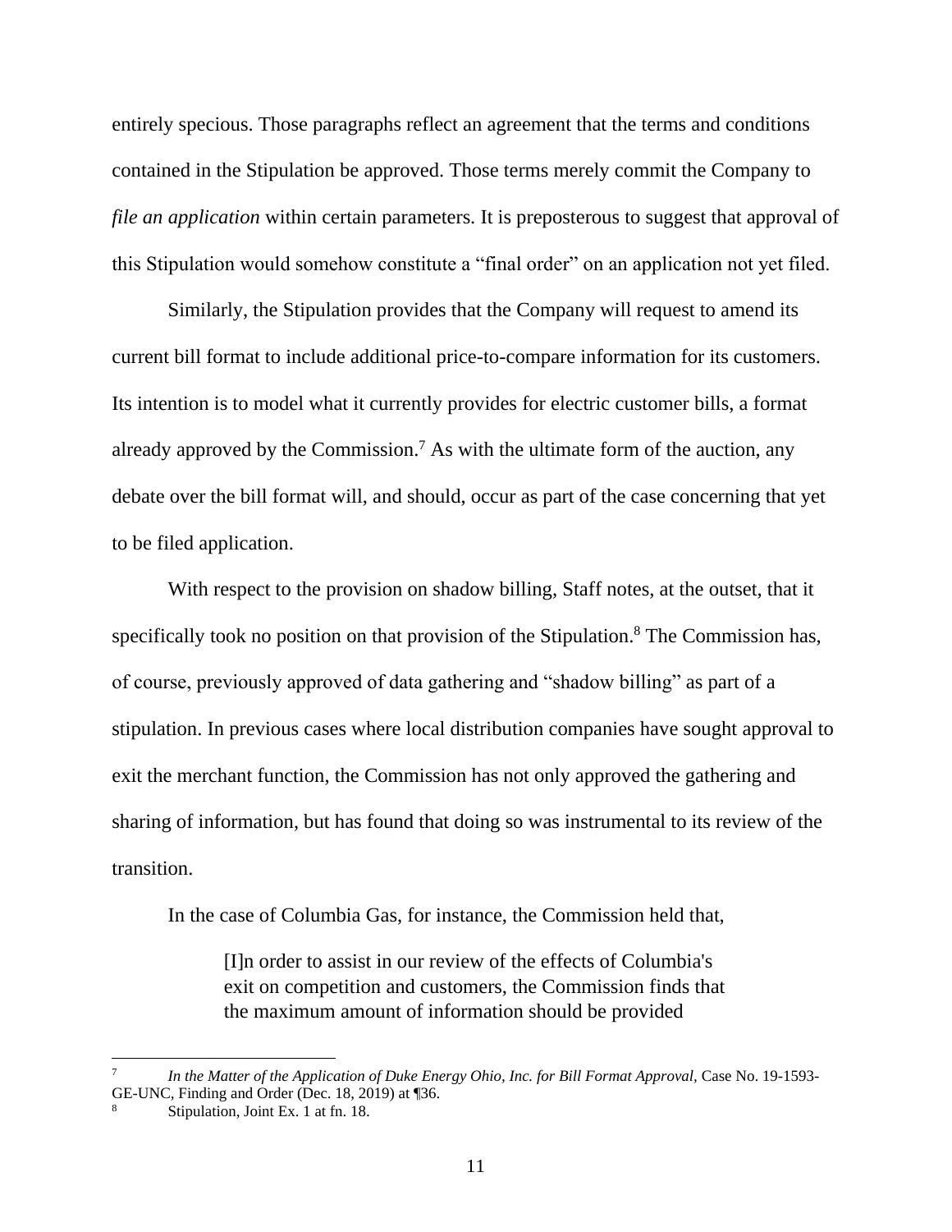entirely specious. Those paragraphs reflect an agreement that the terms and conditions contained in the Stipulation be approved. Those terms merely commit the Company to *file an application* within certain parameters. It is preposterous to suggest that approval of this Stipulation would somehow constitute a "final order" on an application not yet filed.

Similarly, the Stipulation provides that the Company will request to amend its current bill format to include additional price-to-compare information for its customers. Its intention is to model what it currently provides for electric customer bills, a format already approved by the Commission.[7] As with the ultimate form of the auction, any debate over the bill format will, and should, occur as part of the case concerning that yet to be filed application.

With respect to the provision on shadow billing, Staff notes, at the outset, that it specifically took no position on that provision of the Stipulation.[8] The Commission has, of course, previously approved of data gathering and "shadow billing" as part of a stipulation. In previous cases where local distribution companies have sought approval to exit the merchant function, the Commission has not only approved the gathering and sharing of information, but has found that doing so was instrumental to its review of the transition.

In the case of Columbia Gas, for instance, the Commission held that,

> [I]n order to assist in our review of the effects of Columbia's exit on competition and customers, the Commission finds that the maximum amount of information should be provided

---

[7] *In the Matter of the Application of Duke Energy Ohio, Inc. for Bill Format Approval*, Case No. 19-1593-GE-UNC, Finding and Order (Dec. 18, 2019) at ¶36.

[8] Stipulation, Joint Ex. 1 at fn. 18.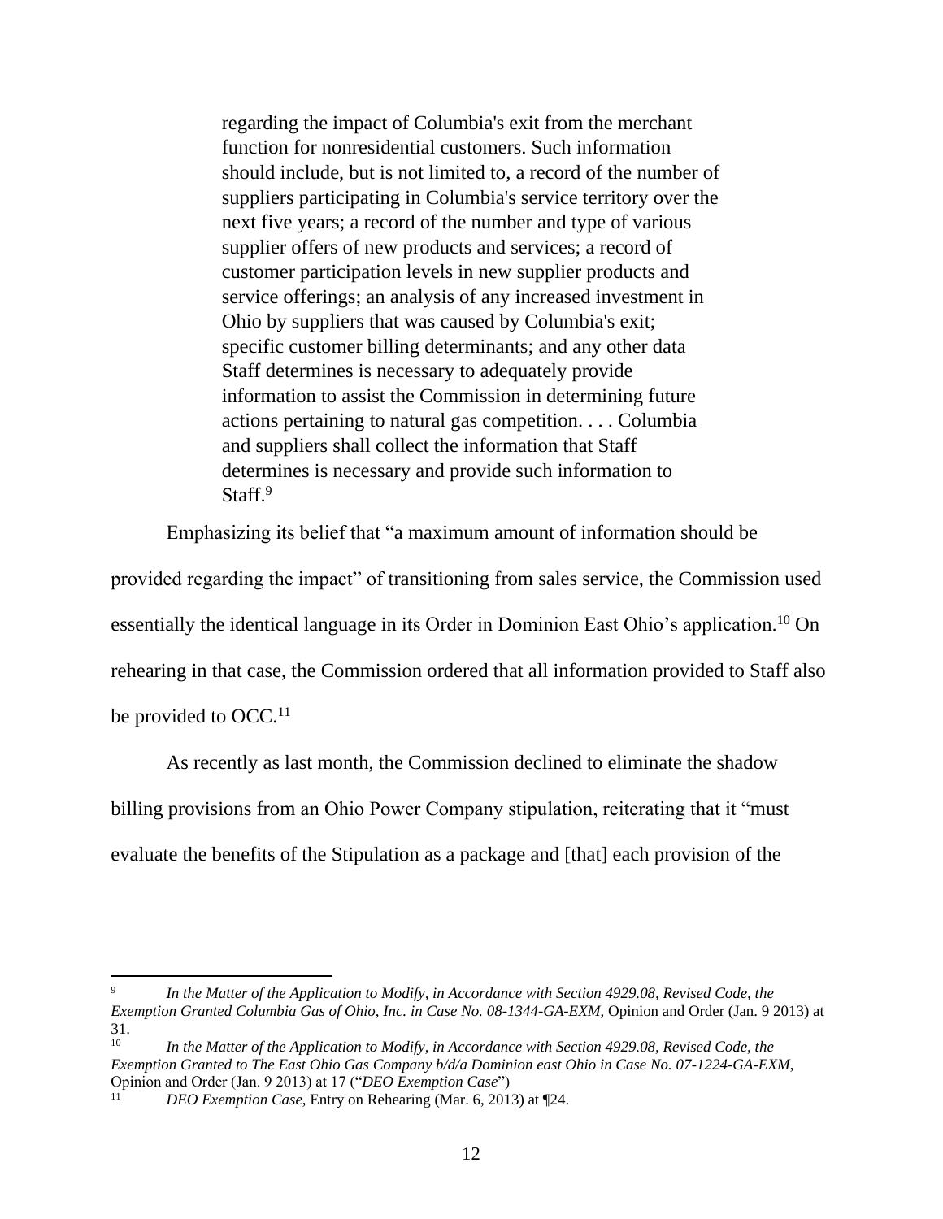> regarding the impact of Columbia's exit from the merchant function for nonresidential customers. Such information should include, but is not limited to, a record of the number of suppliers participating in Columbia's service territory over the next five years; a record of the number and type of various supplier offers of new products and services; a record of customer participation levels in new supplier products and service offerings; an analysis of any increased investment in Ohio by suppliers that was caused by Columbia's exit; specific customer billing determinants; and any other data Staff determines is necessary to adequately provide information to assist the Commission in determining future actions pertaining to natural gas competition. . . . Columbia and suppliers shall collect the information that Staff determines is necessary and provide such information to Staff.[9]

Emphasizing its belief that "a maximum amount of information should be provided regarding the impact" of transitioning from sales service, the Commission used essentially the identical language in its Order in Dominion East Ohio's application.[10] On rehearing in that case, the Commission ordered that all information provided to Staff also be provided to OCC.[11]

As recently as last month, the Commission declined to eliminate the shadow billing provisions from an Ohio Power Company stipulation, reiterating that it "must evaluate the benefits of the Stipulation as a package and [that] each provision of the

---

[9] *In the Matter of the Application to Modify, in Accordance with Section 4929.08, Revised Code, the Exemption Granted Columbia Gas of Ohio, Inc. in Case No. 08-1344-GA-EXM*, Opinion and Order (Jan. 9 2013) at 31.

[10] *In the Matter of the Application to Modify, in Accordance with Section 4929.08, Revised Code, the Exemption Granted to The East Ohio Gas Company b/d/a Dominion east Ohio in Case No. 07-1224-GA-EXM*, Opinion and Order (Jan. 9 2013) at 17 ("*DEO Exemption Case*")

[11] *DEO Exemption Case*, Entry on Rehearing (Mar. 6, 2013) at ¶24.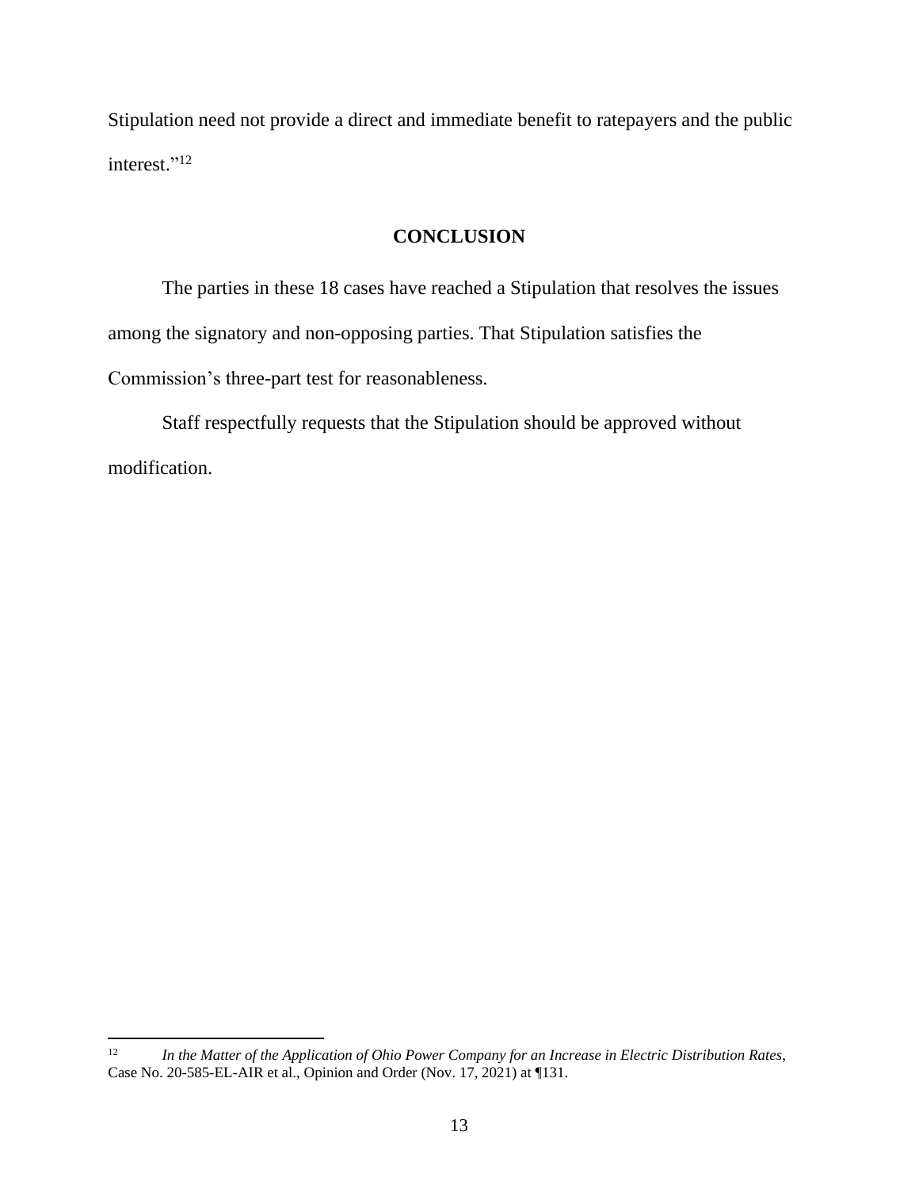Stipulation need not provide a direct and immediate benefit to ratepayers and the public interest."[12]

## CONCLUSION

The parties in these 18 cases have reached a Stipulation that resolves the issues among the signatory and non-opposing parties. That Stipulation satisfies the Commission's three-part test for reasonableness.

Staff respectfully requests that the Stipulation should be approved without modification.

---

[12] *In the Matter of the Application of Ohio Power Company for an Increase in Electric Distribution Rates*, Case No. 20-585-EL-AIR et al., Opinion and Order (Nov. 17, 2021) at ¶131.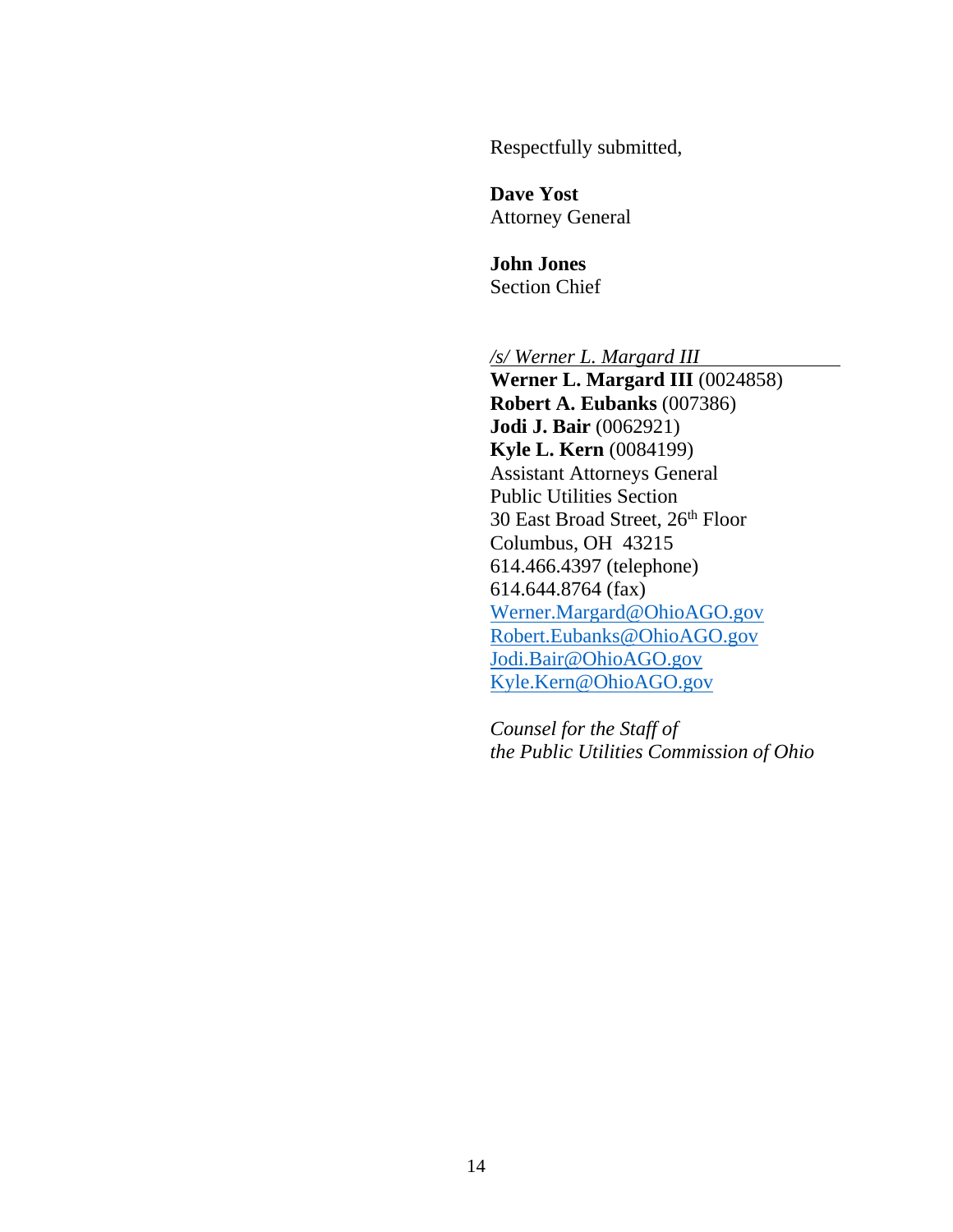Respectfully submitted,

**Dave Yost**
Attorney General

**John Jones**
Section Chief

*/s/ Werner L. Margard III*
**Werner L. Margard III** (0024858)
**Robert A. Eubanks** (007386)
**Jodi J. Bair** (0062921)
**Kyle L. Kern** (0084199)
Assistant Attorneys General
Public Utilities Section
30 East Broad Street, 26th Floor
Columbus, OH 43215
614.466.4397 (telephone)
614.644.8764 (fax)
Werner.Margard@OhioAGO.gov
Robert.Eubanks@OhioAGO.gov
Jodi.Bair@OhioAGO.gov
Kyle.Kern@OhioAGO.gov

*Counsel for the Staff of the Public Utilities Commission of Ohio*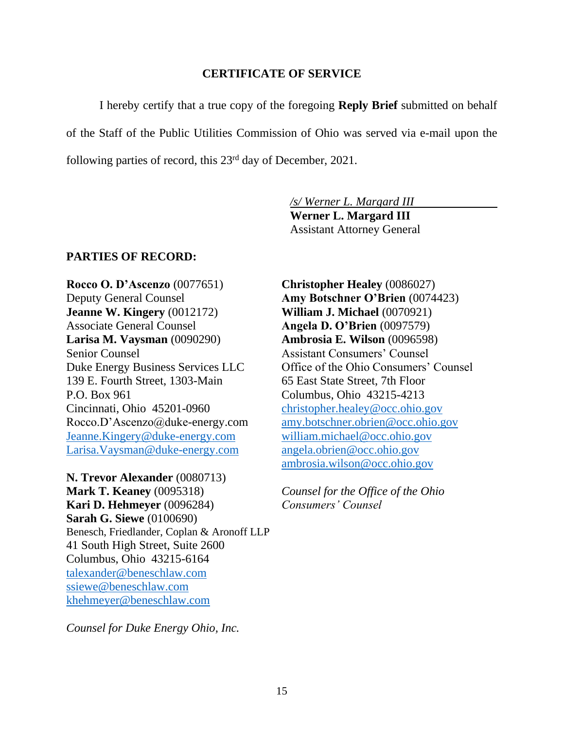## CERTIFICATE OF SERVICE

I hereby certify that a true copy of the foregoing **Reply Brief** submitted on behalf of the Staff of the Public Utilities Commission of Ohio was served via e-mail upon the following parties of record, this 23rd day of December, 2021.

*/s/ Werner L. Margard III*
**Werner L. Margard III**
Assistant Attorney General

**PARTIES OF RECORD:**

**Rocco O. D'Ascenzo** (0077651)
Deputy General Counsel
**Jeanne W. Kingery** (0012172)
Associate General Counsel
**Larisa M. Vaysman** (0090290)
Senior Counsel
Duke Energy Business Services LLC
139 E. Fourth Street, 1303-Main
P.O. Box 961
Cincinnati, Ohio 45201-0960
Rocco.D'Ascenzo@duke-energy.com
Jeanne.Kingery@duke-energy.com
Larisa.Vaysman@duke-energy.com

**N. Trevor Alexander** (0080713)
**Mark T. Keaney** (0095318)
**Kari D. Hehmeyer** (0096284)
**Sarah G. Siewe** (0100690)
Benesch, Friedlander, Coplan & Aronoff LLP
41 South High Street, Suite 2600
Columbus, Ohio 43215-6164
talexander@beneschlaw.com
ssiewe@beneschlaw.com
khehmeyer@beneschlaw.com

*Counsel for Duke Energy Ohio, Inc.*

**Christopher Healey** (0086027)
**Amy Botschner O'Brien** (0074423)
**William J. Michael** (0070921)
**Angela D. O'Brien** (0097579)
**Ambrosia E. Wilson** (0096598)
Assistant Consumers' Counsel
Office of the Ohio Consumers' Counsel
65 East State Street, 7th Floor
Columbus, Ohio 43215-4213
christopher.healey@occ.ohio.gov
amy.botschner.obrien@occ.ohio.gov
william.michael@occ.ohio.gov
angela.obrien@occ.ohio.gov
ambrosia.wilson@occ.ohio.gov

*Counsel for the Office of the Ohio Consumers' Counsel*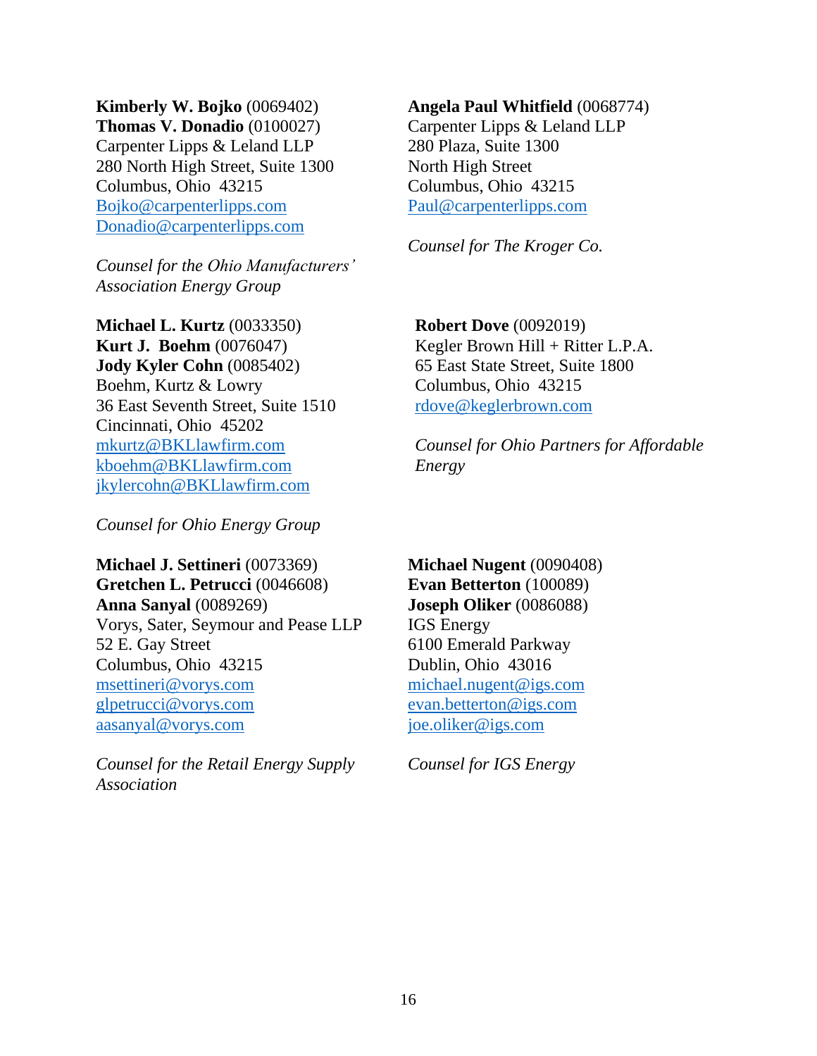**Kimberly W. Bojko** (0069402)
**Thomas V. Donadio** (0100027)
Carpenter Lipps & Leland LLP
280 North High Street, Suite 1300
Columbus, Ohio 43215
Bojko@carpenterlipps.com
Donadio@carpenterlipps.com

*Counsel for the Ohio Manufacturers' Association Energy Group*

**Angela Paul Whitfield** (0068774)
Carpenter Lipps & Leland LLP
280 Plaza, Suite 1300
North High Street
Columbus, Ohio 43215
Paul@carpenterlipps.com

*Counsel for The Kroger Co.*

**Michael L. Kurtz** (0033350)
**Kurt J. Boehm** (0076047)
**Jody Kyler Cohn** (0085402)
Boehm, Kurtz & Lowry
36 East Seventh Street, Suite 1510
Cincinnati, Ohio 45202
mkurtz@BKLlawfirm.com
kboehm@BKLlawfirm.com
jkylercohn@BKLlawfirm.com

*Counsel for Ohio Energy Group*

**Robert Dove** (0092019)
Kegler Brown Hill + Ritter L.P.A.
65 East State Street, Suite 1800
Columbus, Ohio 43215
rdove@keglerbrown.com

*Counsel for Ohio Partners for Affordable Energy*

**Michael J. Settineri** (0073369)
**Gretchen L. Petrucci** (0046608)
**Anna Sanyal** (0089269)
Vorys, Sater, Seymour and Pease LLP
52 E. Gay Street
Columbus, Ohio 43215
msettineri@vorys.com
glpetrucci@vorys.com
aasanyal@vorys.com

*Counsel for the Retail Energy Supply Association*

**Michael Nugent** (0090408)
**Evan Betterton** (100089)
**Joseph Oliker** (0086088)
IGS Energy
6100 Emerald Parkway
Dublin, Ohio 43016
michael.nugent@igs.com
evan.betterton@igs.com
joe.oliker@igs.com

*Counsel for IGS Energy*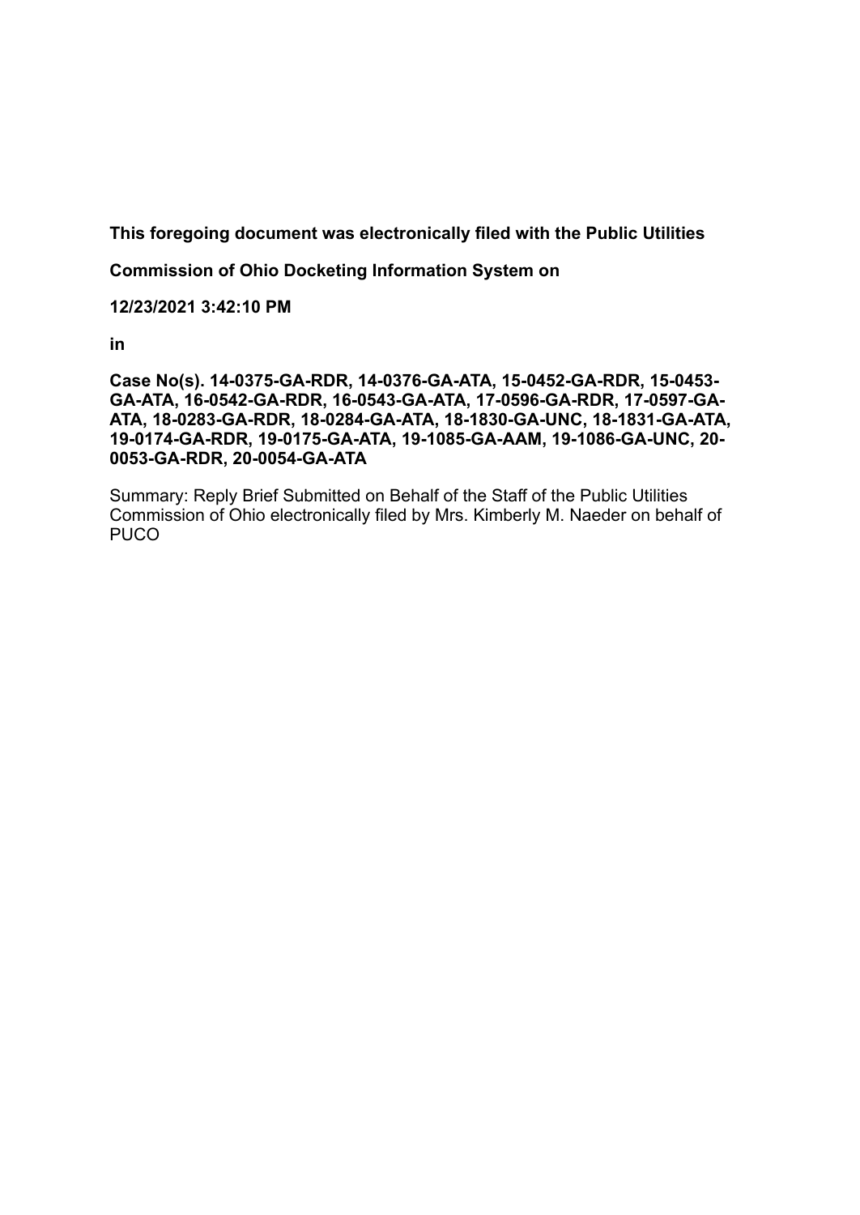**This foregoing document was electronically filed with the Public Utilities**

**Commission of Ohio Docketing Information System on**

**12/23/2021 3:42:10 PM**

**in**

**Case No(s). 14-0375-GA-RDR, 14-0376-GA-ATA, 15-0452-GA-RDR, 15-0453-GA-ATA, 16-0542-GA-RDR, 16-0543-GA-ATA, 17-0596-GA-RDR, 17-0597-GA-ATA, 18-0283-GA-RDR, 18-0284-GA-ATA, 18-1830-GA-UNC, 18-1831-GA-ATA, 19-0174-GA-RDR, 19-0175-GA-ATA, 19-1085-GA-AAM, 19-1086-GA-UNC, 20-0053-GA-RDR, 20-0054-GA-ATA**

Summary: Reply Brief Submitted on Behalf of the Staff of the Public Utilities Commission of Ohio electronically filed by Mrs. Kimberly M. Naeder on behalf of PUCO